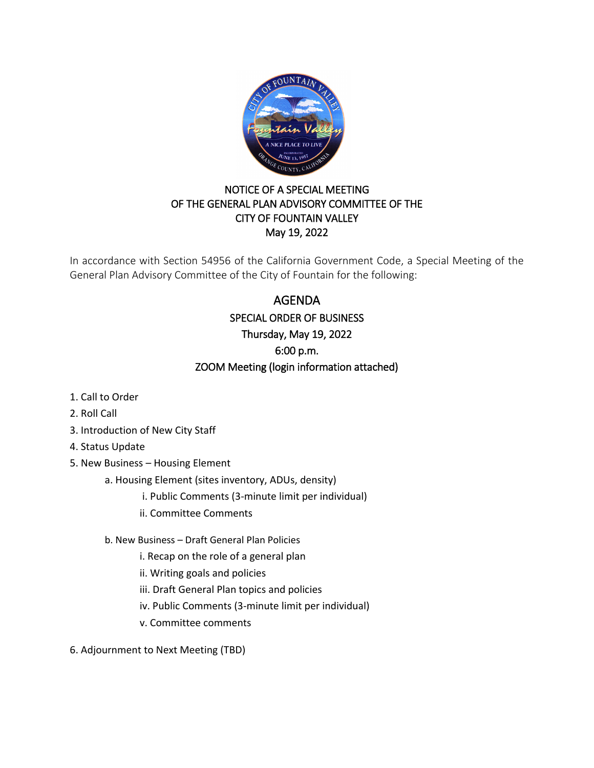NOTICE OF A SPECIAL MEETING
OF THE GENERAL PLAN ADVISORY COMMITTEE OF THE
CITY OF FOUNTAIN VALLEY
May 19, 2022

In accordance with Section 54956 of the California Government Code, a Special Meeting of the General Plan Advisory Committee of the City of Fountain for the following:

# AGENDA

## SPECIAL ORDER OF BUSINESS

Thursday, May 19, 2022

6:00 p.m.

ZOOM Meeting (login information attached)

1. Call to Order
2. Roll Call
3. Introduction of New City Staff
4. Status Update
5. New Business – Housing Element
    - a. Housing Element (sites inventory, ADUs, density)
        - i. Public Comments (3-minute limit per individual)
        - ii. Committee Comments
    - b. New Business – Draft General Plan Policies
        - i. Recap on the role of a general plan
        - ii. Writing goals and policies
        - iii. Draft General Plan topics and policies
        - iv. Public Comments (3-minute limit per individual)
        - v. Committee comments
6. Adjournment to Next Meeting (TBD)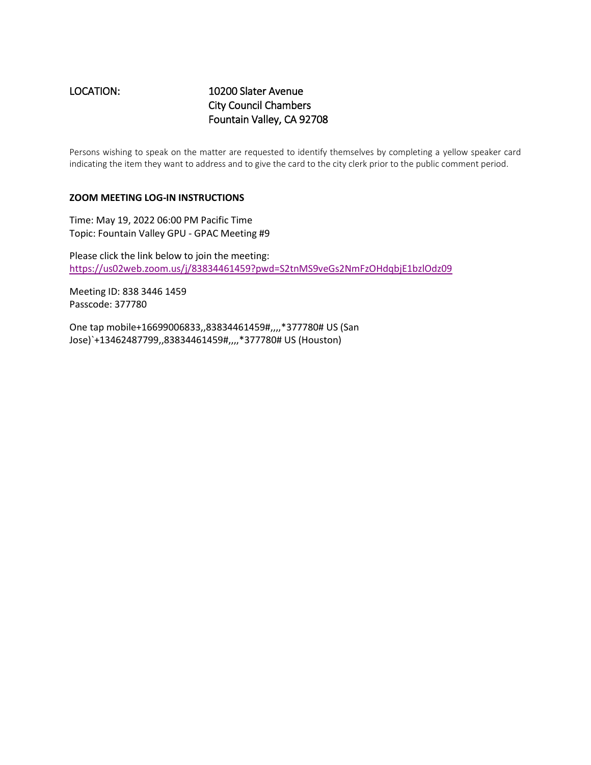LOCATION: 10200 Slater Avenue
City Council Chambers
Fountain Valley, CA 92708

Persons wishing to speak on the matter are requested to identify themselves by completing a yellow speaker card indicating the item they want to address and to give the card to the city clerk prior to the public comment period.

**ZOOM MEETING LOG-IN INSTRUCTIONS**

Time: May 19, 2022 06:00 PM Pacific Time
Topic: Fountain Valley GPU - GPAC Meeting #9

Please click the link below to join the meeting:
https://us02web.zoom.us/j/83834461459?pwd=S2tnMS9veGs2NmFzOHdqbjE1bzlOdz09

Meeting ID: 838 3446 1459
Passcode: 377780

One tap mobile+16699006833,,83834461459#,,,,*377780# US (San Jose)`+13462487799,,83834461459#,,,,*377780# US (Houston)